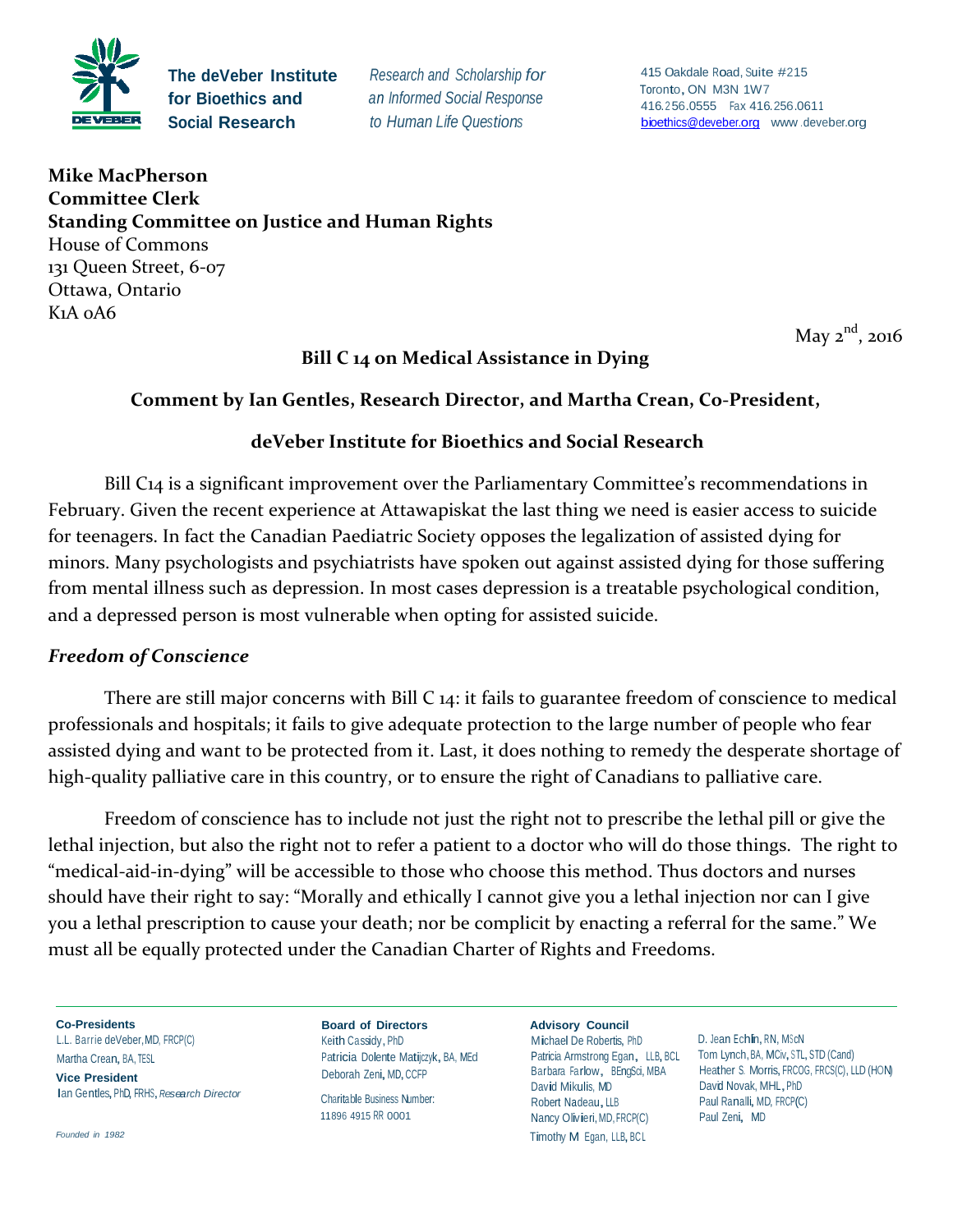**The deVeber Institute for Bioethics and Social Research**

*Research and Scholarship for an Informed Social Response to Human Life Questions*

415 Oakdale Road, Suite #215
Toronto, ON M3N 1W7
416.256.0555 Fax 416.256.0611
bioethics@deveber.org www.deveber.org

**Mike MacPherson**
**Committee Clerk**
**Standing Committee on Justice and Human Rights**
House of Commons
131 Queen Street, 6-07
Ottawa, Ontario
K1A 0A6

May 2nd, 2016

**Bill C 14 on Medical Assistance in Dying**

**Comment by Ian Gentles, Research Director, and Martha Crean, Co-President,**

**deVeber Institute for Bioethics and Social Research**

Bill C14 is a significant improvement over the Parliamentary Committee's recommendations in February. Given the recent experience at Attawapiskat the last thing we need is easier access to suicide for teenagers. In fact the Canadian Paediatric Society opposes the legalization of assisted dying for minors. Many psychologists and psychiatrists have spoken out against assisted dying for those suffering from mental illness such as depression. In most cases depression is a treatable psychological condition, and a depressed person is most vulnerable when opting for assisted suicide.

### *Freedom of Conscience*

There are still major concerns with Bill C 14: it fails to guarantee freedom of conscience to medical professionals and hospitals; it fails to give adequate protection to the large number of people who fear assisted dying and want to be protected from it. Last, it does nothing to remedy the desperate shortage of high-quality palliative care in this country, or to ensure the right of Canadians to palliative care.

Freedom of conscience has to include not just the right not to prescribe the lethal pill or give the lethal injection, but also the right not to refer a patient to a doctor who will do those things. The right to "medical-aid-in-dying" will be accessible to those who choose this method. Thus doctors and nurses should have their right to say: "Morally and ethically I cannot give you a lethal injection nor can I give you a lethal prescription to cause your death; nor be complicit by enacting a referral for the same." We must all be equally protected under the Canadian Charter of Rights and Freedoms.

---

**Co-Presidents**
L.L. Barrie deVeber, MD, FRCP(C)
Martha Crean, BA, TESL

**Vice President**
Ian Gentles, PhD, FRHS, *Research Director*

*Founded in 1982*

**Board of Directors**
Keith Cassidy, PhD
Patricia Dolente Matijczyk, BA, MEd
Deborah Zeni, MD, CCFP

Charitable Business Number:
11896 4915 RR 0001

**Advisory Council**
Michael De Robertis, PhD
Patricia Armstrong Egan, LLB, BCL
Barbara Farlow, BEngSci, MBA
David Mikulis, MD
Robert Nadeau, LLB
Nancy Olivieri, MD, FRCP(C)
Timothy M Egan, LLB, BCL
D. Jean Echlin, RN, MScN
Tom Lynch, BA, MCiv, STL, STD (Cand)
Heather S. Morris, FRCOG, FRCS(C), LLD (HON)
David Novak, MHL, PhD
Paul Ranalli, MD, FRCP(C)
Paul Zeni, MD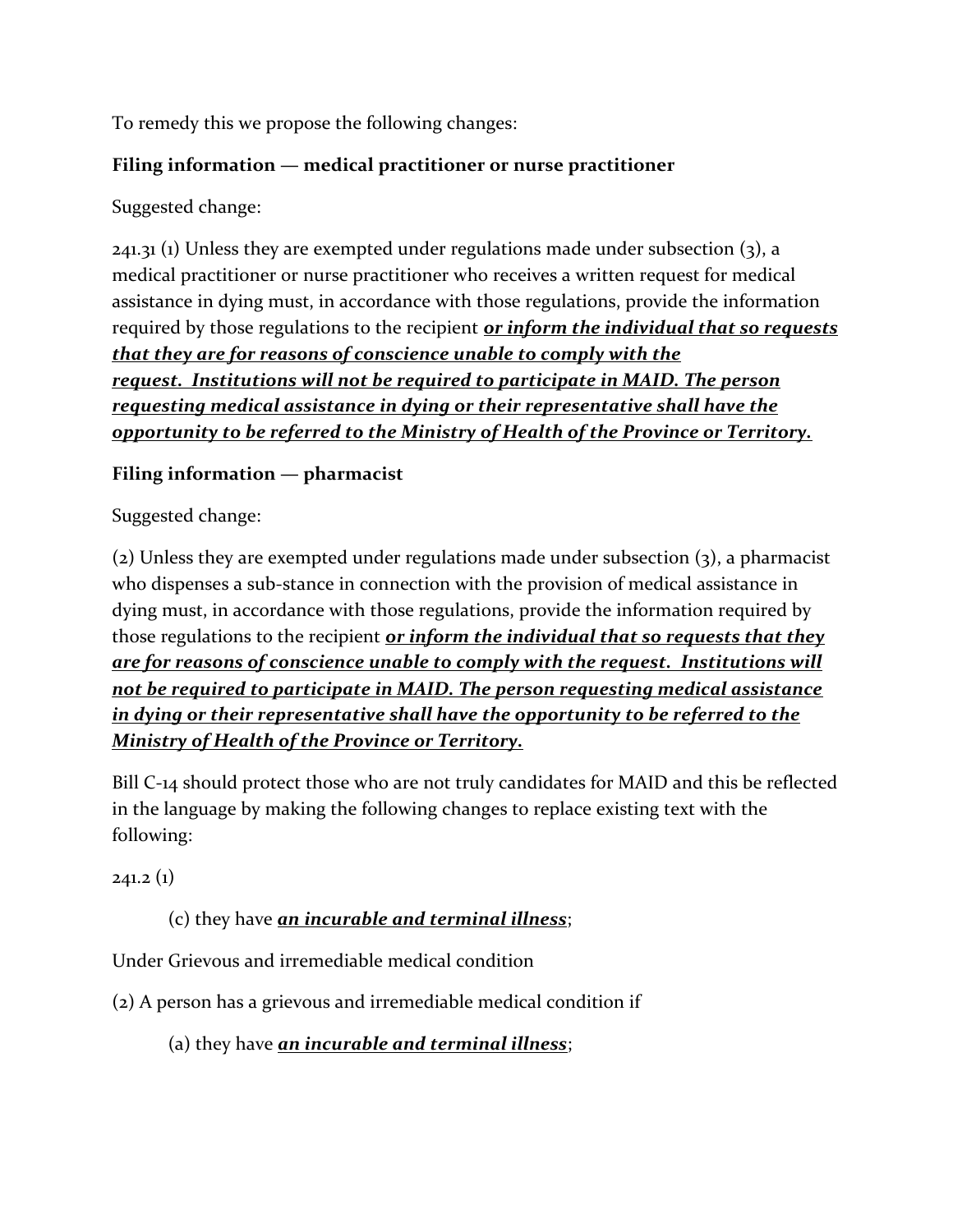To remedy this we propose the following changes:

**Filing information — medical practitioner or nurse practitioner**

Suggested change:

241.31 (1) Unless they are exempted under regulations made under subsection (3), a medical practitioner or nurse practitioner who receives a written request for medical assistance in dying must, in accordance with those regulations, provide the information required by those regulations to the recipient ***<u>or inform the individual that so requests that they are for reasons of conscience unable to comply with the request. Institutions will not be required to participate in MAID. The person requesting medical assistance in dying or their representative shall have the opportunity to be referred to the Ministry of Health of the Province or Territory.</u>***

**Filing information — pharmacist**

Suggested change:

(2) Unless they are exempted under regulations made under subsection (3), a pharmacist who dispenses a sub-stance in connection with the provision of medical assistance in dying must, in accordance with those regulations, provide the information required by those regulations to the recipient ***<u>or inform the individual that so requests that they are for reasons of conscience unable to comply with the request. Institutions will not be required to participate in MAID. The person requesting medical assistance in dying or their representative shall have the opportunity to be referred to the Ministry of Health of the Province or Territory.</u>***

Bill C-14 should protect those who are not truly candidates for MAID and this be reflected in the language by making the following changes to replace existing text with the following:

241.2 (1)

(c) they have ***<u>an incurable and terminal illness</u>***;

Under Grievous and irremediable medical condition

(2) A person has a grievous and irremediable medical condition if

(a) they have ***<u>an incurable and terminal illness</u>***;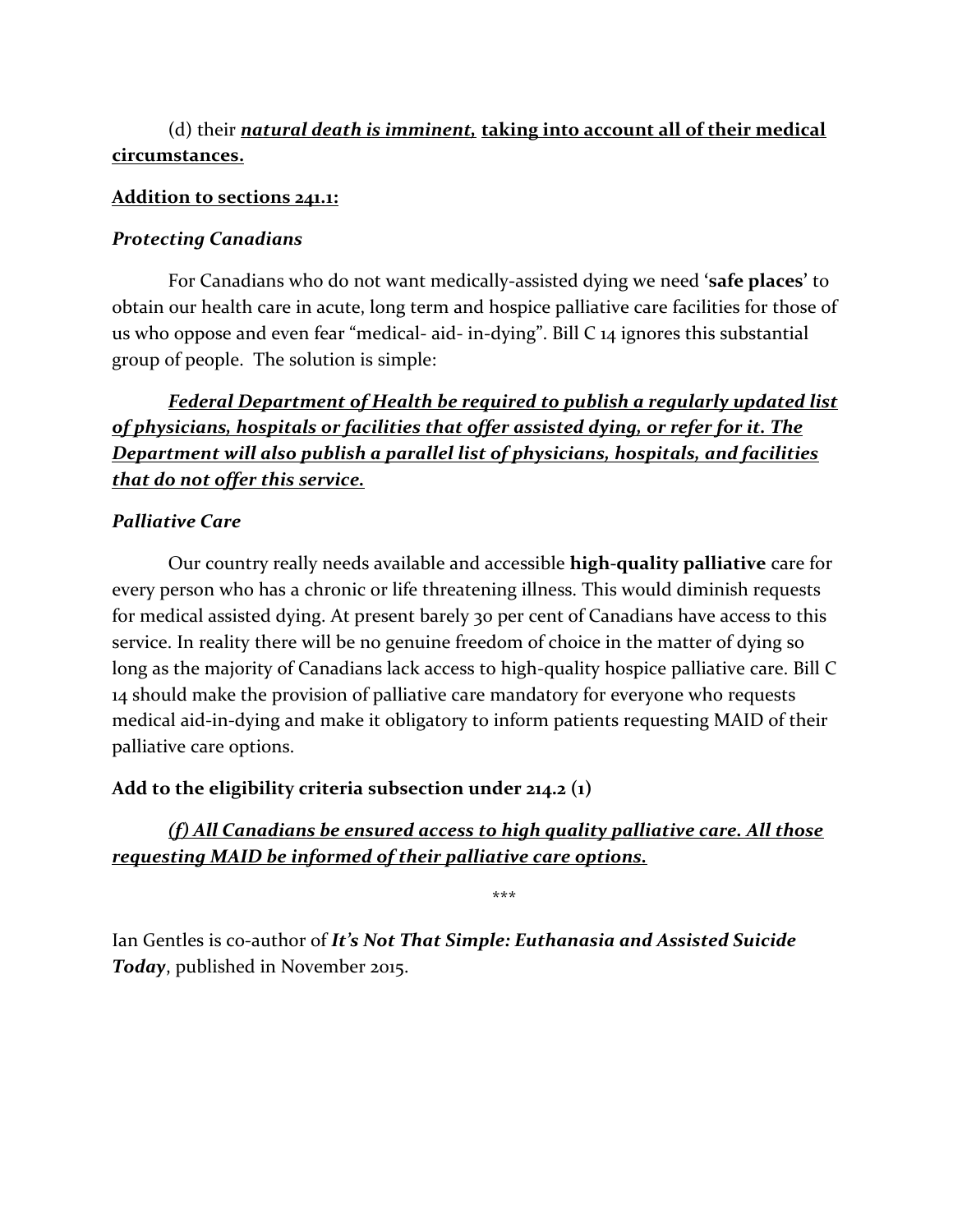(d) their ***<u>natural death is imminent,</u>*** **<u>taking into account all of their medical circumstances.</u>**

**<u>Addition to sections 241.1:</u>**

***Protecting Canadians***

For Canadians who do not want medically-assisted dying we need '**safe places**' to obtain our health care in acute, long term and hospice palliative care facilities for those of us who oppose and even fear "medical- aid- in-dying". Bill C 14 ignores this substantial group of people. The solution is simple:

***<u>Federal Department of Health be required to publish a regularly updated list of physicians, hospitals or facilities that offer assisted dying, or refer for it. The Department will also publish a parallel list of physicians, hospitals, and facilities that do not offer this service.</u>***

***Palliative Care***

Our country really needs available and accessible **high-quality palliative** care for every person who has a chronic or life threatening illness. This would diminish requests for medical assisted dying. At present barely 30 per cent of Canadians have access to this service. In reality there will be no genuine freedom of choice in the matter of dying so long as the majority of Canadians lack access to high-quality hospice palliative care. Bill C 14 should make the provision of palliative care mandatory for everyone who requests medical aid-in-dying and make it obligatory to inform patients requesting MAID of their palliative care options.

**Add to the eligibility criteria subsection under 214.2 (1)**

*<u>(f) All Canadians be ensured access to high quality palliative care. All those requesting MAID be informed of their palliative care options.</u>*

\*\*\*

Ian Gentles is co-author of ***It's Not That Simple: Euthanasia and Assisted Suicide Today***, published in November 2015.